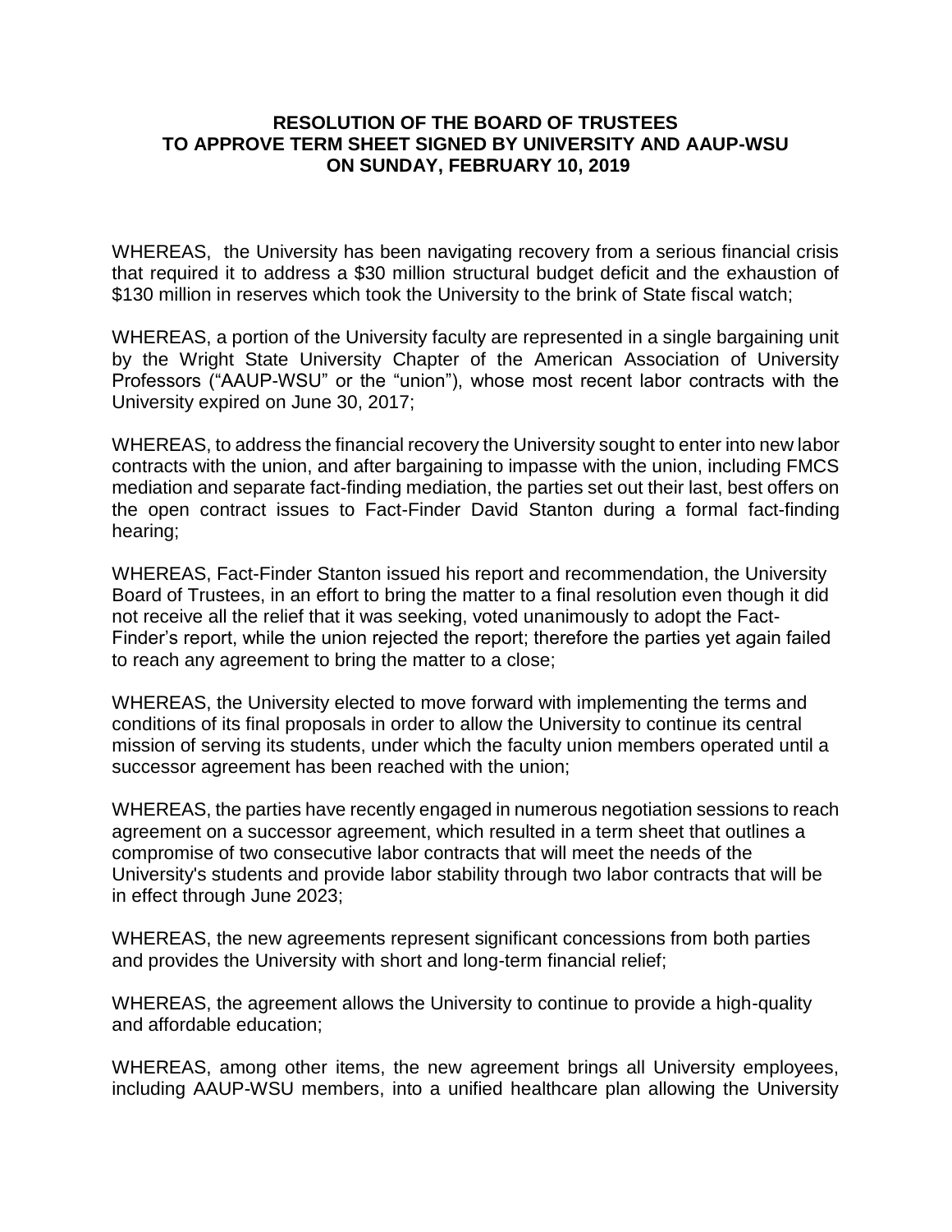**RESOLUTION OF THE BOARD OF TRUSTEES TO APPROVE TERM SHEET SIGNED BY UNIVERSITY AND AAUP-WSU ON SUNDAY, FEBRUARY 10, 2019**

WHEREAS, the University has been navigating recovery from a serious financial crisis that required it to address a $30 million structural budget deficit and the exhaustion of $130 million in reserves which took the University to the brink of State fiscal watch;

WHEREAS, a portion of the University faculty are represented in a single bargaining unit by the Wright State University Chapter of the American Association of University Professors ("AAUP-WSU" or the "union"), whose most recent labor contracts with the University expired on June 30, 2017;

WHEREAS, to address the financial recovery the University sought to enter into new labor contracts with the union, and after bargaining to impasse with the union, including FMCS mediation and separate fact-finding mediation, the parties set out their last, best offers on the open contract issues to Fact-Finder David Stanton during a formal fact-finding hearing;

WHEREAS, Fact-Finder Stanton issued his report and recommendation, the University Board of Trustees, in an effort to bring the matter to a final resolution even though it did not receive all the relief that it was seeking, voted unanimously to adopt the Fact-Finder's report, while the union rejected the report; therefore the parties yet again failed to reach any agreement to bring the matter to a close;

WHEREAS, the University elected to move forward with implementing the terms and conditions of its final proposals in order to allow the University to continue its central mission of serving its students, under which the faculty union members operated until a successor agreement has been reached with the union;

WHEREAS, the parties have recently engaged in numerous negotiation sessions to reach agreement on a successor agreement, which resulted in a term sheet that outlines a compromise of two consecutive labor contracts that will meet the needs of the University's students and provide labor stability through two labor contracts that will be in effect through June 2023;

WHEREAS, the new agreements represent significant concessions from both parties and provides the University with short and long-term financial relief;

WHEREAS, the agreement allows the University to continue to provide a high-quality and affordable education;

WHEREAS, among other items, the new agreement brings all University employees, including AAUP-WSU members, into a unified healthcare plan allowing the University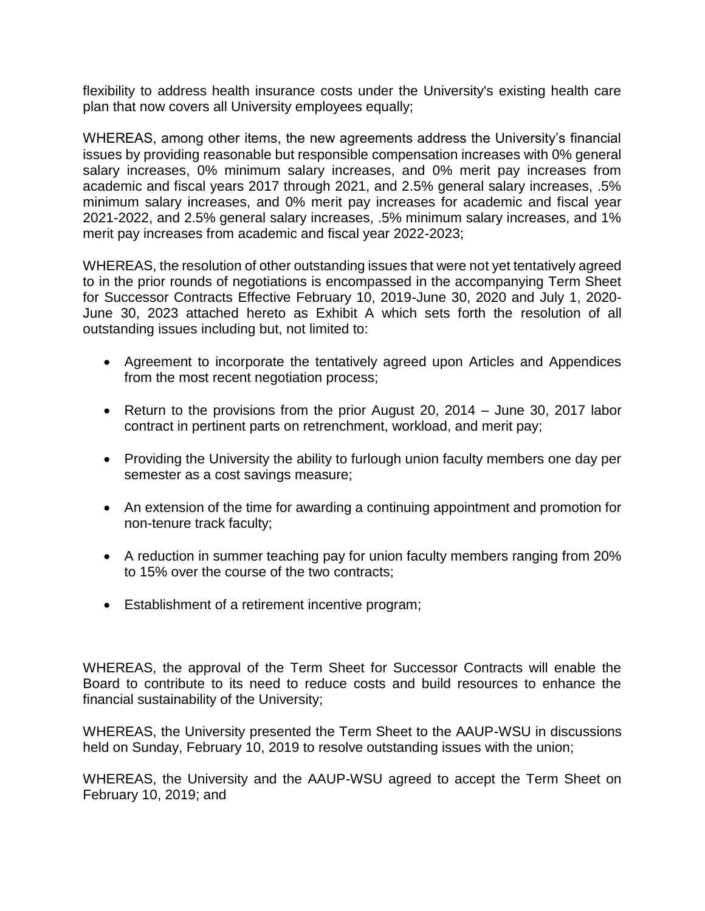flexibility to address health insurance costs under the University's existing health care plan that now covers all University employees equally;

WHEREAS, among other items, the new agreements address the University's financial issues by providing reasonable but responsible compensation increases with 0% general salary increases, 0% minimum salary increases, and 0% merit pay increases from academic and fiscal years 2017 through 2021, and 2.5% general salary increases, .5% minimum salary increases, and 0% merit pay increases for academic and fiscal year 2021-2022, and 2.5% general salary increases, .5% minimum salary increases, and 1% merit pay increases from academic and fiscal year 2022-2023;

WHEREAS, the resolution of other outstanding issues that were not yet tentatively agreed to in the prior rounds of negotiations is encompassed in the accompanying Term Sheet for Successor Contracts Effective February 10, 2019-June 30, 2020 and July 1, 2020-June 30, 2023 attached hereto as Exhibit A which sets forth the resolution of all outstanding issues including but, not limited to:

- Agreement to incorporate the tentatively agreed upon Articles and Appendices from the most recent negotiation process;
- Return to the provisions from the prior August 20, 2014 – June 30, 2017 labor contract in pertinent parts on retrenchment, workload, and merit pay;
- Providing the University the ability to furlough union faculty members one day per semester as a cost savings measure;
- An extension of the time for awarding a continuing appointment and promotion for non-tenure track faculty;
- A reduction in summer teaching pay for union faculty members ranging from 20% to 15% over the course of the two contracts;
- Establishment of a retirement incentive program;

WHEREAS, the approval of the Term Sheet for Successor Contracts will enable the Board to contribute to its need to reduce costs and build resources to enhance the financial sustainability of the University;

WHEREAS, the University presented the Term Sheet to the AAUP-WSU in discussions held on Sunday, February 10, 2019 to resolve outstanding issues with the union;

WHEREAS, the University and the AAUP-WSU agreed to accept the Term Sheet on February 10, 2019; and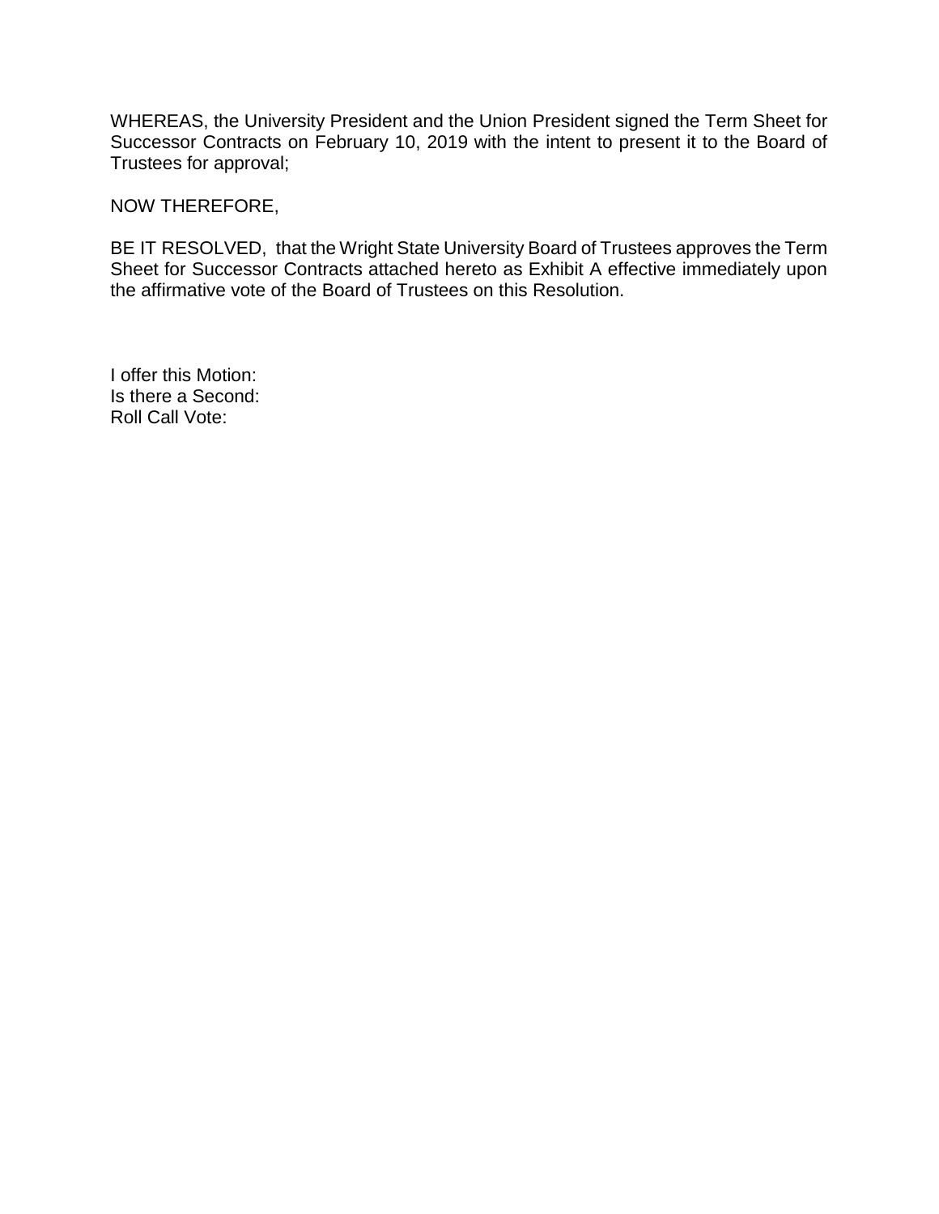WHEREAS, the University President and the Union President signed the Term Sheet for Successor Contracts on February 10, 2019 with the intent to present it to the Board of Trustees for approval;

NOW THEREFORE,

BE IT RESOLVED, that the Wright State University Board of Trustees approves the Term Sheet for Successor Contracts attached hereto as Exhibit A effective immediately upon the affirmative vote of the Board of Trustees on this Resolution.

I offer this Motion:
Is there a Second:
Roll Call Vote: